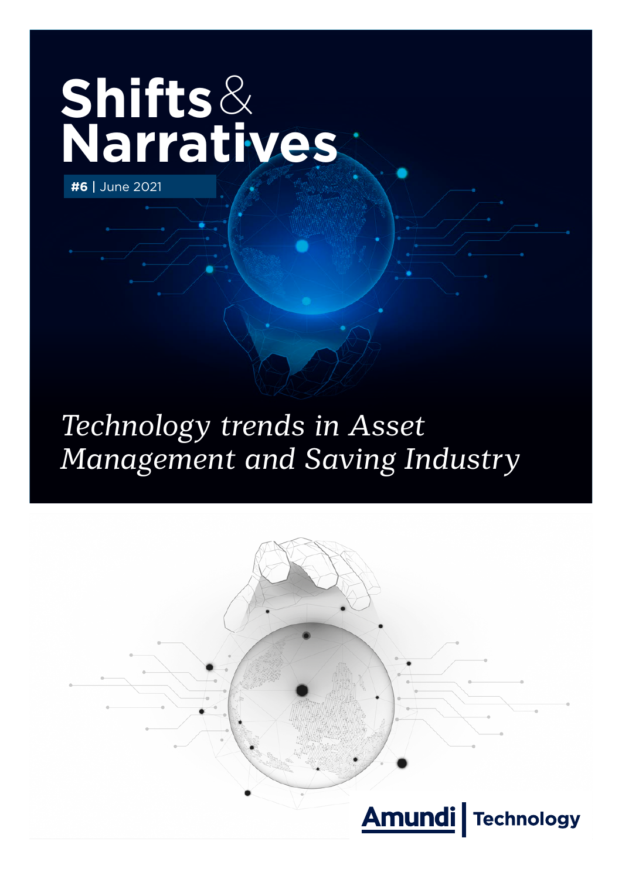# Shifts & Narratives

**#6** | June 2021

*Technology trends in Asset Management and Saving Industry*

Amundi | Technology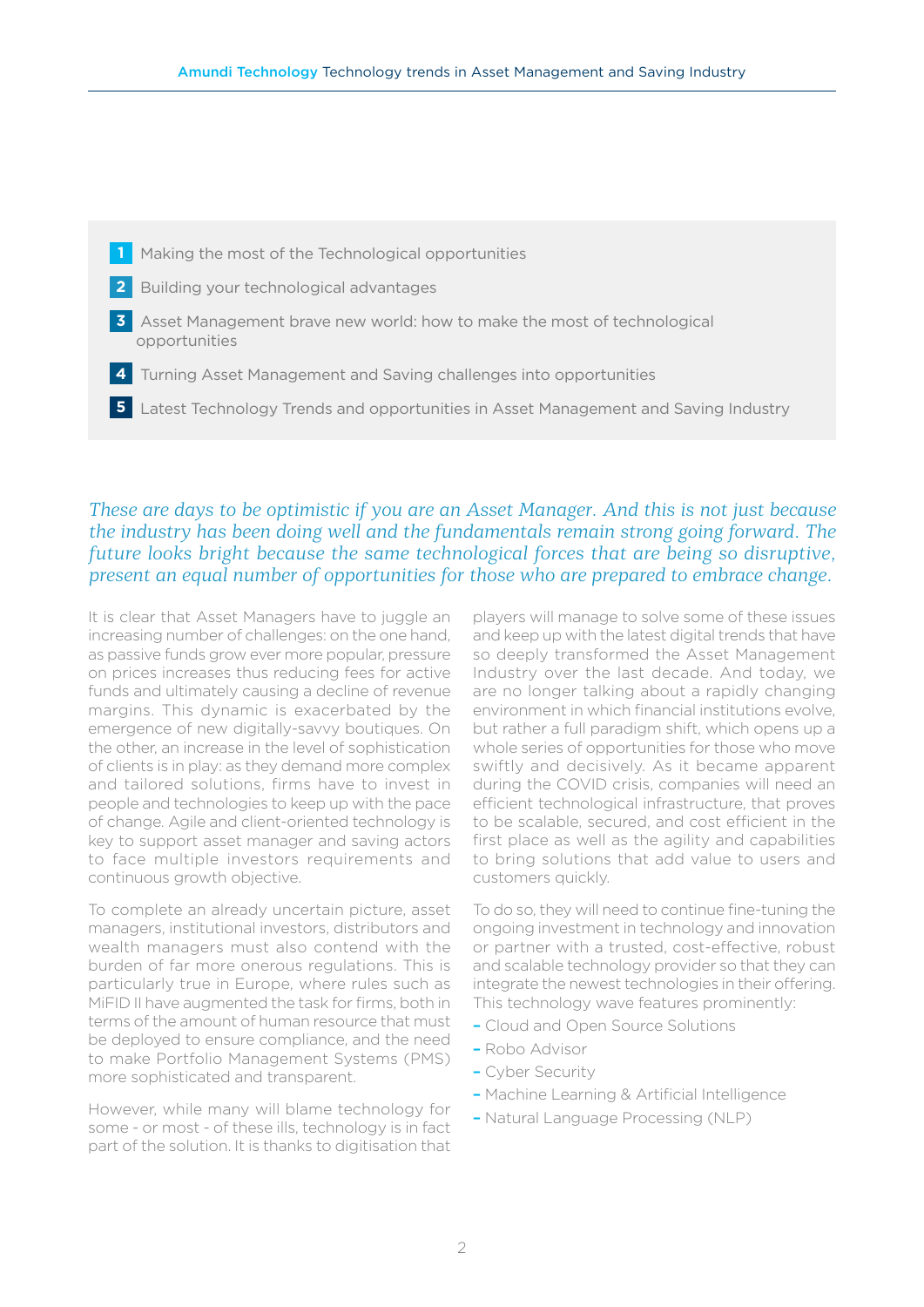1. Making the most of the Technological opportunities
2. Building your technological advantages
3. Asset Management brave new world: how to make the most of technological opportunities
4. Turning Asset Management and Saving challenges into opportunities
5. Latest Technology Trends and opportunities in Asset Management and Saving Industry

*These are days to be optimistic if you are an Asset Manager. And this is not just because the industry has been doing well and the fundamentals remain strong going forward. The future looks bright because the same technological forces that are being so disruptive, present an equal number of opportunities for those who are prepared to embrace change.*

It is clear that Asset Managers have to juggle an increasing number of challenges: on the one hand, as passive funds grow ever more popular, pressure on prices increases thus reducing fees for active funds and ultimately causing a decline of revenue margins. This dynamic is exacerbated by the emergence of new digitally-savvy boutiques. On the other, an increase in the level of sophistication of clients is in play: as they demand more complex and tailored solutions, firms have to invest in people and technologies to keep up with the pace of change. Agile and client-oriented technology is key to support asset manager and saving actors to face multiple investors requirements and continuous growth objective.

To complete an already uncertain picture, asset managers, institutional investors, distributors and wealth managers must also contend with the burden of far more onerous regulations. This is particularly true in Europe, where rules such as MiFID II have augmented the task for firms, both in terms of the amount of human resource that must be deployed to ensure compliance, and the need to make Portfolio Management Systems (PMS) more sophisticated and transparent.

However, while many will blame technology for some - or most - of these ills, technology is in fact part of the solution. It is thanks to digitisation that players will manage to solve some of these issues and keep up with the latest digital trends that have so deeply transformed the Asset Management Industry over the last decade. And today, we are no longer talking about a rapidly changing environment in which financial institutions evolve, but rather a full paradigm shift, which opens up a whole series of opportunities for those who move swiftly and decisively. As it became apparent during the COVID crisis, companies will need an efficient technological infrastructure, that proves to be scalable, secured, and cost efficient in the first place as well as the agility and capabilities to bring solutions that add value to users and customers quickly.

To do so, they will need to continue fine-tuning the ongoing investment in technology and innovation or partner with a trusted, cost-effective, robust and scalable technology provider so that they can integrate the newest technologies in their offering. This technology wave features prominently:

- Cloud and Open Source Solutions
- Robo Advisor
- Cyber Security
- Machine Learning & Artificial Intelligence
- Natural Language Processing (NLP)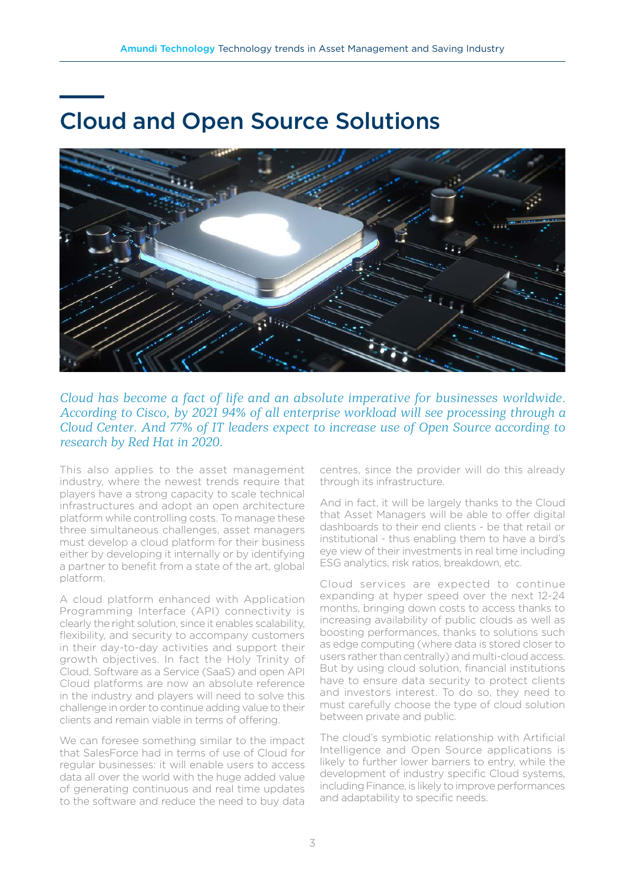# Cloud and Open Source Solutions

*Cloud has become a fact of life and an absolute imperative for businesses worldwide. According to Cisco, by 2021 94% of all enterprise workload will see processing through a Cloud Center. And 77% of IT leaders expect to increase use of Open Source according to research by Red Hat in 2020.*

This also applies to the asset management industry, where the newest trends require that players have a strong capacity to scale technical infrastructures and adopt an open architecture platform while controlling costs. To manage these three simultaneous challenges, asset managers must develop a cloud platform for their business either by developing it internally or by identifying a partner to benefit from a state of the art, global platform.

A cloud platform enhanced with Application Programming Interface (API) connectivity is clearly the right solution, since it enables scalability, flexibility, and security to accompany customers in their day-to-day activities and support their growth objectives. In fact the Holy Trinity of Cloud, Software as a Service (SaaS) and open API Cloud platforms are now an absolute reference in the industry and players will need to solve this challenge in order to continue adding value to their clients and remain viable in terms of offering.

We can foresee something similar to the impact that SalesForce had in terms of use of Cloud for regular businesses: it will enable users to access data all over the world with the huge added value of generating continuous and real time updates to the software and reduce the need to buy data centres, since the provider will do this already through its infrastructure.

And in fact, it will be largely thanks to the Cloud that Asset Managers will be able to offer digital dashboards to their end clients - be that retail or institutional - thus enabling them to have a bird's eye view of their investments in real time including ESG analytics, risk ratios, breakdown, etc.

Cloud services are expected to continue expanding at hyper speed over the next 12-24 months, bringing down costs to access thanks to increasing availability of public clouds as well as boosting performances, thanks to solutions such as edge computing (where data is stored closer to users rather than centrally) and multi-cloud access. But by using cloud solution, financial institutions have to ensure data security to protect clients and investors interest. To do so, they need to must carefully choose the type of cloud solution between private and public.

The cloud's symbiotic relationship with Artificial Intelligence and Open Source applications is likely to further lower barriers to entry, while the development of industry specific Cloud systems, including Finance, is likely to improve performances and adaptability to specific needs.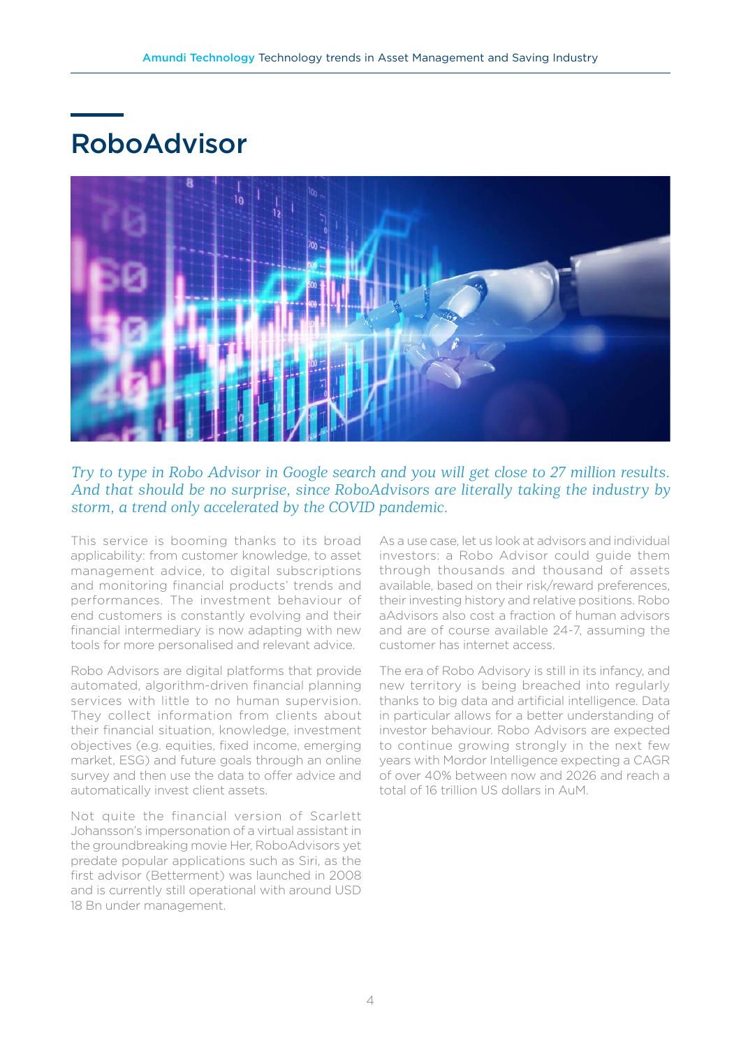# RoboAdvisor

*Try to type in Robo Advisor in Google search and you will get close to 27 million results. And that should be no surprise, since RoboAdvisors are literally taking the industry by storm, a trend only accelerated by the COVID pandemic.*

This service is booming thanks to its broad applicability: from customer knowledge, to asset management advice, to digital subscriptions and monitoring financial products' trends and performances. The investment behaviour of end customers is constantly evolving and their financial intermediary is now adapting with new tools for more personalised and relevant advice.

Robo Advisors are digital platforms that provide automated, algorithm-driven financial planning services with little to no human supervision. They collect information from clients about their financial situation, knowledge, investment objectives (e.g. equities, fixed income, emerging market, ESG) and future goals through an online survey and then use the data to offer advice and automatically invest client assets.

Not quite the financial version of Scarlett Johansson's impersonation of a virtual assistant in the groundbreaking movie Her, RoboAdvisors yet predate popular applications such as Siri, as the first advisor (Betterment) was launched in 2008 and is currently still operational with around USD 18 Bn under management.

As a use case, let us look at advisors and individual investors: a Robo Advisor could guide them through thousands and thousand of assets available, based on their risk/reward preferences, their investing history and relative positions. Robo aAdvisors also cost a fraction of human advisors and are of course available 24-7, assuming the customer has internet access.

The era of Robo Advisory is still in its infancy, and new territory is being breached into regularly thanks to big data and artificial intelligence. Data in particular allows for a better understanding of investor behaviour. Robo Advisors are expected to continue growing strongly in the next few years with Mordor Intelligence expecting a CAGR of over 40% between now and 2026 and reach a total of 16 trillion US dollars in AuM.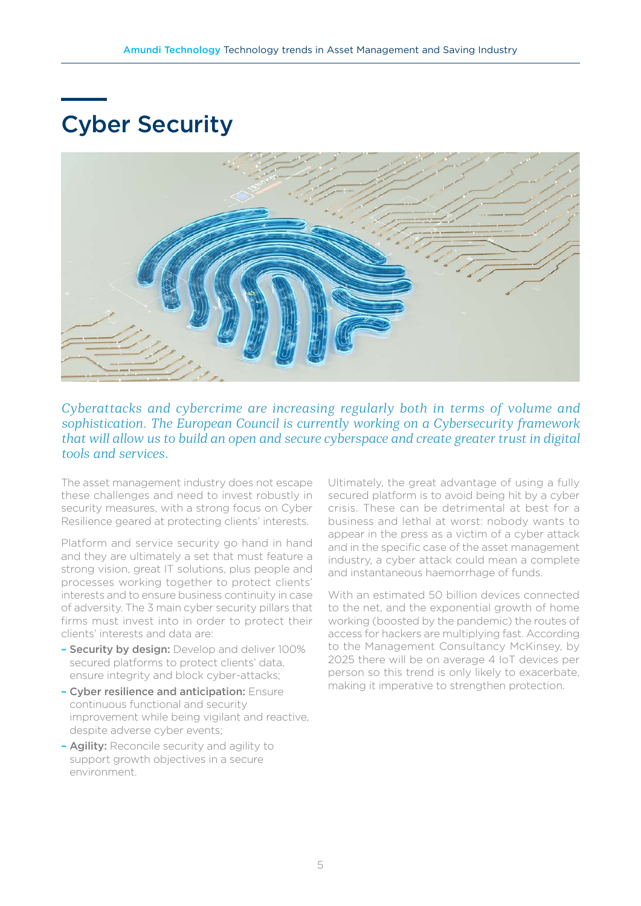# Cyber Security

*Cyberattacks and cybercrime are increasing regularly both in terms of volume and sophistication. The European Council is currently working on a Cybersecurity framework that will allow us to build an open and secure cyberspace and create greater trust in digital tools and services.*

The asset management industry does not escape these challenges and need to invest robustly in security measures, with a strong focus on Cyber Resilience geared at protecting clients' interests.

Platform and service security go hand in hand and they are ultimately a set that must feature a strong vision, great IT solutions, plus people and processes working together to protect clients' interests and to ensure business continuity in case of adversity. The 3 main cyber security pillars that firms must invest into in order to protect their clients' interests and data are:

- **Security by design:** Develop and deliver 100% secured platforms to protect clients' data, ensure integrity and block cyber-attacks;
- **Cyber resilience and anticipation:** Ensure continuous functional and security improvement while being vigilant and reactive, despite adverse cyber events;
- **Agility:** Reconcile security and agility to support growth objectives in a secure environment.

Ultimately, the great advantage of using a fully secured platform is to avoid being hit by a cyber crisis. These can be detrimental at best for a business and lethal at worst: nobody wants to appear in the press as a victim of a cyber attack and in the specific case of the asset management industry, a cyber attack could mean a complete and instantaneous haemorrhage of funds.

With an estimated 50 billion devices connected to the net, and the exponential growth of home working (boosted by the pandemic) the routes of access for hackers are multiplying fast. According to the Management Consultancy McKinsey, by 2025 there will be on average 4 IoT devices per person so this trend is only likely to exacerbate, making it imperative to strengthen protection.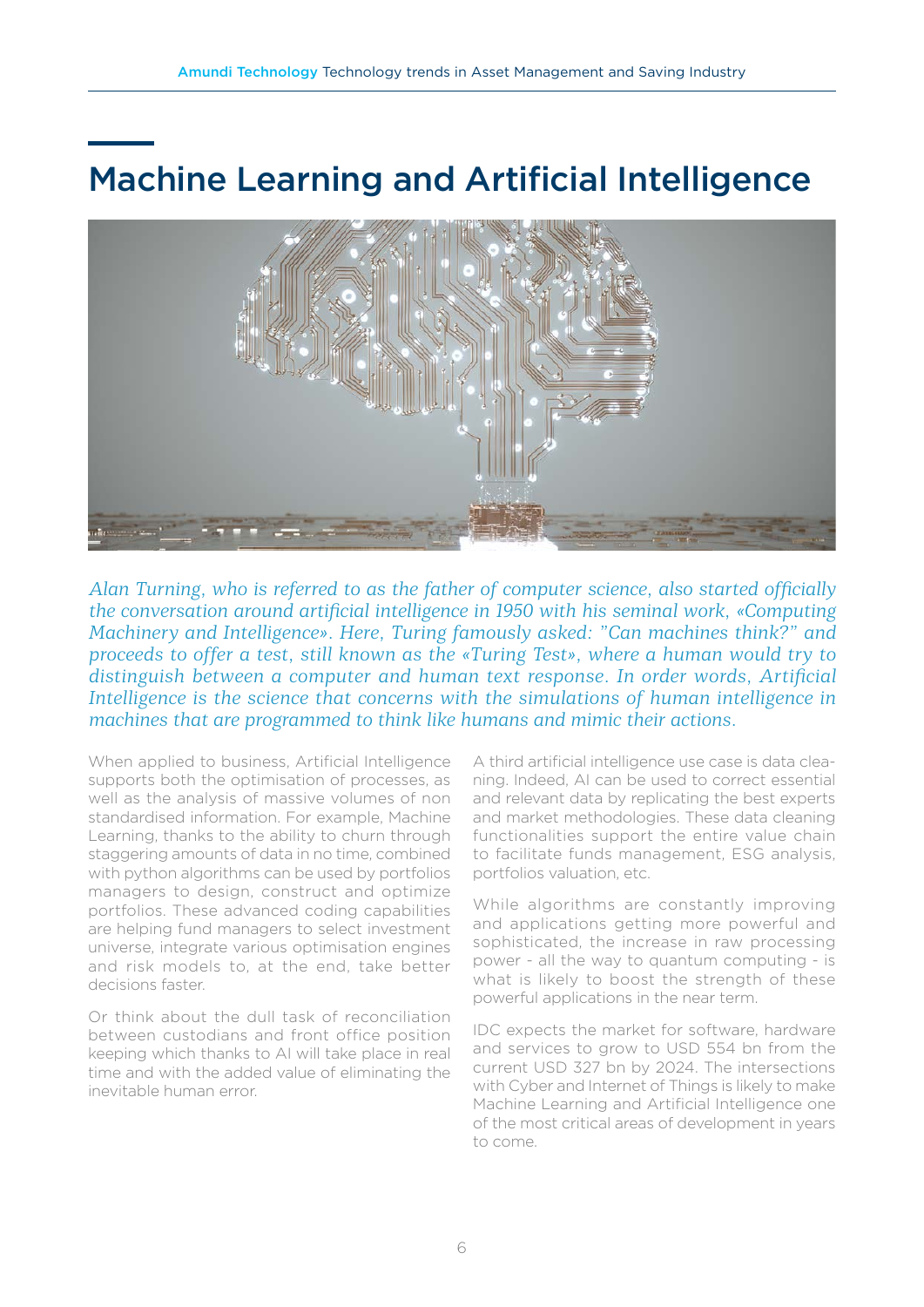# Machine Learning and Artificial Intelligence

*Alan Turning, who is referred to as the father of computer science, also started officially the conversation around artificial intelligence in 1950 with his seminal work, «Computing Machinery and Intelligence». Here, Turing famously asked: "Can machines think?" and proceeds to offer a test, still known as the «Turing Test», where a human would try to distinguish between a computer and human text response. In order words, Artificial Intelligence is the science that concerns with the simulations of human intelligence in machines that are programmed to think like humans and mimic their actions.*

When applied to business, Artificial Intelligence supports both the optimisation of processes, as well as the analysis of massive volumes of non standardised information. For example, Machine Learning, thanks to the ability to churn through staggering amounts of data in no time, combined with python algorithms can be used by portfolios managers to design, construct and optimize portfolios. These advanced coding capabilities are helping fund managers to select investment universe, integrate various optimisation engines and risk models to, at the end, take better decisions faster.

Or think about the dull task of reconciliation between custodians and front office position keeping which thanks to AI will take place in real time and with the added value of eliminating the inevitable human error.

A third artificial intelligence use case is data cleaning. Indeed, AI can be used to correct essential and relevant data by replicating the best experts and market methodologies. These data cleaning functionalities support the entire value chain to facilitate funds management, ESG analysis, portfolios valuation, etc.

While algorithms are constantly improving and applications getting more powerful and sophisticated, the increase in raw processing power - all the way to quantum computing - is what is likely to boost the strength of these powerful applications in the near term.

IDC expects the market for software, hardware and services to grow to USD 554 bn from the current USD 327 bn by 2024. The intersections with Cyber and Internet of Things is likely to make Machine Learning and Artificial Intelligence one of the most critical areas of development in years to come.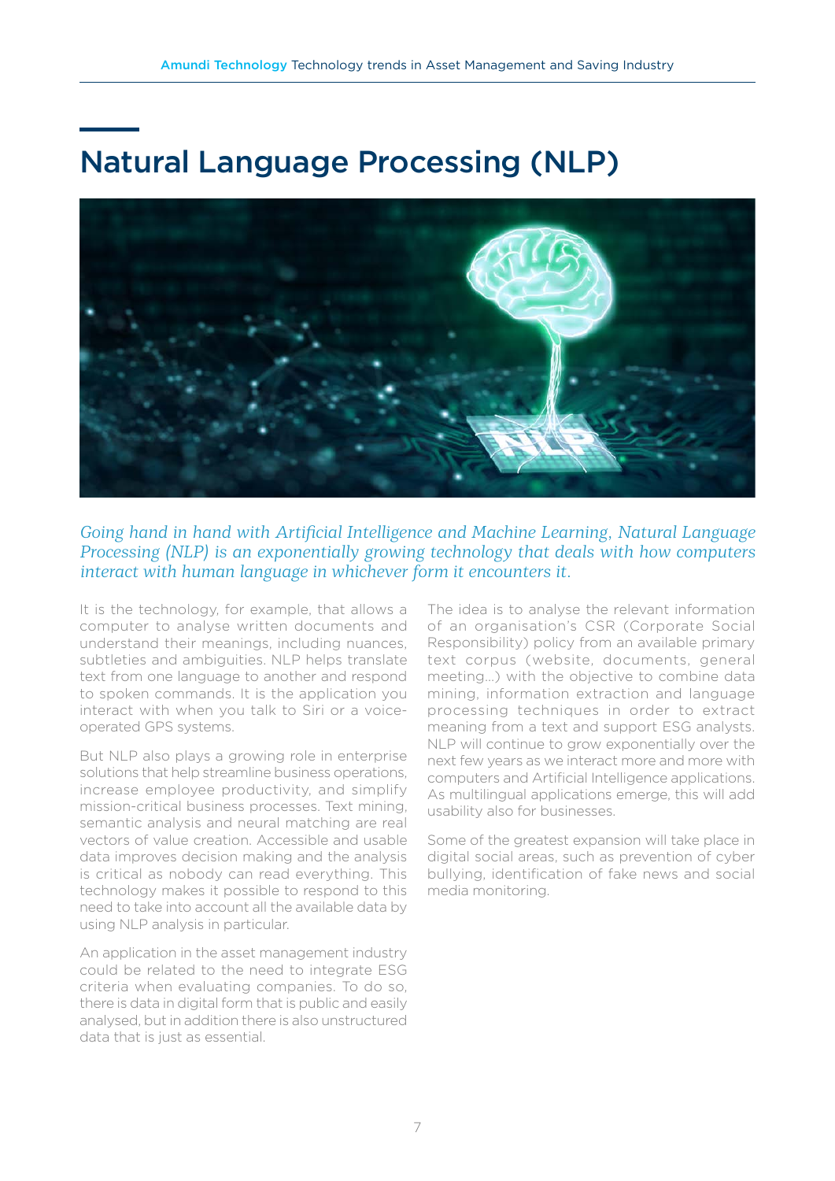# Natural Language Processing (NLP)

*Going hand in hand with Artificial Intelligence and Machine Learning, Natural Language Processing (NLP) is an exponentially growing technology that deals with how computers interact with human language in whichever form it encounters it.*

It is the technology, for example, that allows a computer to analyse written documents and understand their meanings, including nuances, subtleties and ambiguities. NLP helps translate text from one language to another and respond to spoken commands. It is the application you interact with when you talk to Siri or a voice-operated GPS systems.

But NLP also plays a growing role in enterprise solutions that help streamline business operations, increase employee productivity, and simplify mission-critical business processes. Text mining, semantic analysis and neural matching are real vectors of value creation. Accessible and usable data improves decision making and the analysis is critical as nobody can read everything. This technology makes it possible to respond to this need to take into account all the available data by using NLP analysis in particular.

An application in the asset management industry could be related to the need to integrate ESG criteria when evaluating companies. To do so, there is data in digital form that is public and easily analysed, but in addition there is also unstructured data that is just as essential.

The idea is to analyse the relevant information of an organisation's CSR (Corporate Social Responsibility) policy from an available primary text corpus (website, documents, general meeting...) with the objective to combine data mining, information extraction and language processing techniques in order to extract meaning from a text and support ESG analysts. NLP will continue to grow exponentially over the next few years as we interact more and more with computers and Artificial Intelligence applications. As multilingual applications emerge, this will add usability also for businesses.

Some of the greatest expansion will take place in digital social areas, such as prevention of cyber bullying, identification of fake news and social media monitoring.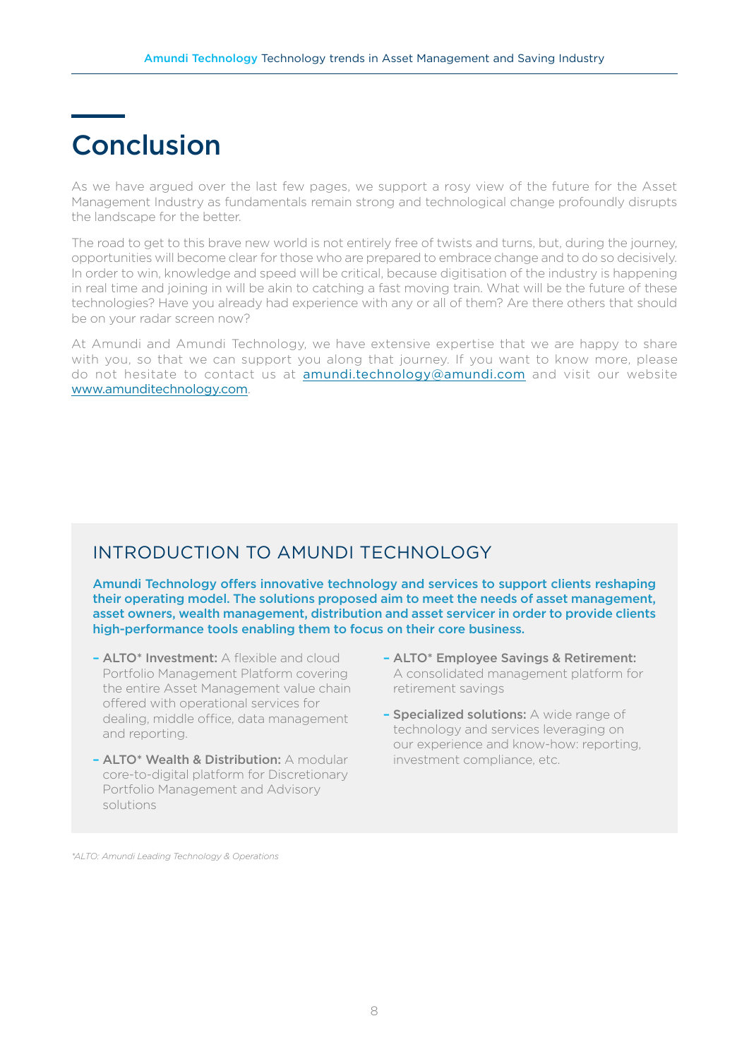# Conclusion

As we have argued over the last few pages, we support a rosy view of the future for the Asset Management Industry as fundamentals remain strong and technological change profoundly disrupts the landscape for the better.

The road to get to this brave new world is not entirely free of twists and turns, but, during the journey, opportunities will become clear for those who are prepared to embrace change and to do so decisively. In order to win, knowledge and speed will be critical, because digitisation of the industry is happening in real time and joining in will be akin to catching a fast moving train. What will be the future of these technologies? Have you already had experience with any or all of them? Are there others that should be on your radar screen now?

At Amundi and Amundi Technology, we have extensive expertise that we are happy to share with you, so that we can support you along that journey. If you want to know more, please do not hesitate to contact us at amundi.technology@amundi.com and visit our website www.amunditechnology.com.

## INTRODUCTION TO AMUNDI TECHNOLOGY

**Amundi Technology offers innovative technology and services to support clients reshaping their operating model. The solutions proposed aim to meet the needs of asset management, asset owners, wealth management, distribution and asset servicer in order to provide clients high-performance tools enabling them to focus on their core business.**

- **ALTO* Investment:** A flexible and cloud Portfolio Management Platform covering the entire Asset Management value chain offered with operational services for dealing, middle office, data management and reporting.
- **ALTO* Wealth & Distribution:** A modular core-to-digital platform for Discretionary Portfolio Management and Advisory solutions
- **ALTO* Employee Savings & Retirement:** A consolidated management platform for retirement savings
- **Specialized solutions:** A wide range of technology and services leveraging on our experience and know-how: reporting, investment compliance, etc.

*\*ALTO: Amundi Leading Technology & Operations*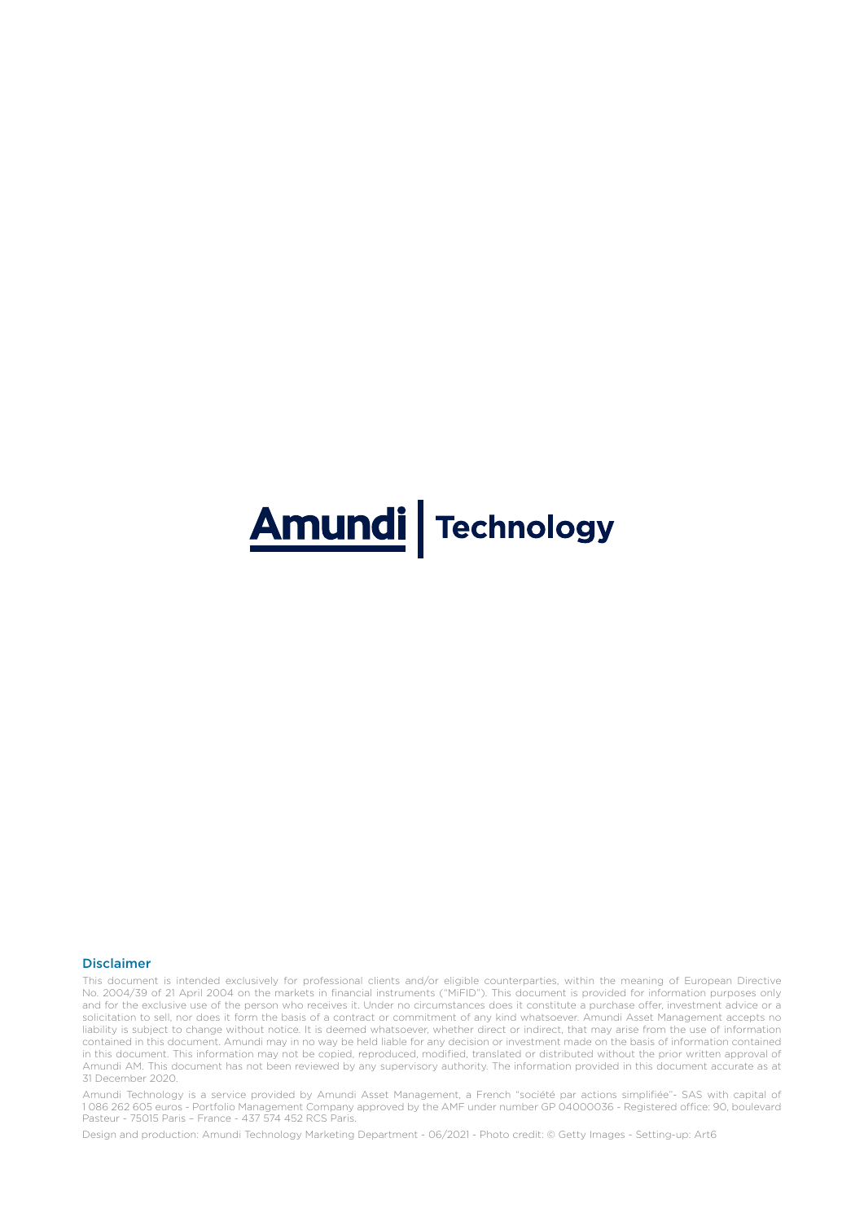Amundi | Technology

### Disclaimer

This document is intended exclusively for professional clients and/or eligible counterparties, within the meaning of European Directive No. 2004/39 of 21 April 2004 on the markets in financial instruments ("MiFID"). This document is provided for information purposes only and for the exclusive use of the person who receives it. Under no circumstances does it constitute a purchase offer, investment advice or a solicitation to sell, nor does it form the basis of a contract or commitment of any kind whatsoever. Amundi Asset Management accepts no liability is subject to change without notice. It is deemed whatsoever, whether direct or indirect, that may arise from the use of information contained in this document. Amundi may in no way be held liable for any decision or investment made on the basis of information contained in this document. This information may not be copied, reproduced, modified, translated or distributed without the prior written approval of Amundi AM. This document has not been reviewed by any supervisory authority. The information provided in this document accurate as at 31 December 2020.

Amundi Technology is a service provided by Amundi Asset Management, a French "société par actions simplifiée"- SAS with capital of 1 086 262 605 euros - Portfolio Management Company approved by the AMF under number GP 04000036 - Registered office: 90, boulevard Pasteur - 75015 Paris – France - 437 574 452 RCS Paris.

Design and production: Amundi Technology Marketing Department - 06/2021 - Photo credit: © Getty Images - Setting-up: Art6